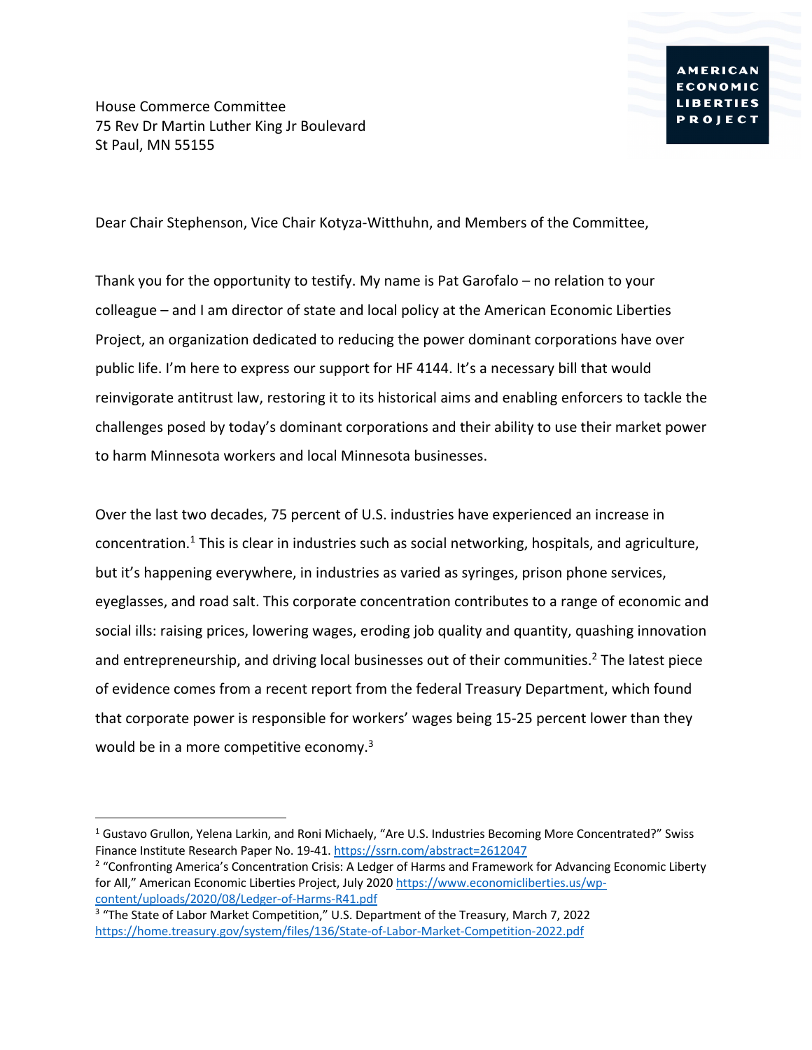AMERICAN ECONOMIC LIBERTIES PROJECT

House Commerce Committee
75 Rev Dr Martin Luther King Jr Boulevard
St Paul, MN 55155

Dear Chair Stephenson, Vice Chair Kotyza-Witthuhn, and Members of the Committee,

Thank you for the opportunity to testify. My name is Pat Garofalo – no relation to your colleague – and I am director of state and local policy at the American Economic Liberties Project, an organization dedicated to reducing the power dominant corporations have over public life. I'm here to express our support for HF 4144. It's a necessary bill that would reinvigorate antitrust law, restoring it to its historical aims and enabling enforcers to tackle the challenges posed by today's dominant corporations and their ability to use their market power to harm Minnesota workers and local Minnesota businesses.

Over the last two decades, 75 percent of U.S. industries have experienced an increase in concentration.[1] This is clear in industries such as social networking, hospitals, and agriculture, but it's happening everywhere, in industries as varied as syringes, prison phone services, eyeglasses, and road salt. This corporate concentration contributes to a range of economic and social ills: raising prices, lowering wages, eroding job quality and quantity, quashing innovation and entrepreneurship, and driving local businesses out of their communities.[2] The latest piece of evidence comes from a recent report from the federal Treasury Department, which found that corporate power is responsible for workers' wages being 15-25 percent lower than they would be in a more competitive economy.[3]

---

[1] Gustavo Grullon, Yelena Larkin, and Roni Michaely, "Are U.S. Industries Becoming More Concentrated?" Swiss Finance Institute Research Paper No. 19-41. https://ssrn.com/abstract=2612047

[2] "Confronting America's Concentration Crisis: A Ledger of Harms and Framework for Advancing Economic Liberty for All," American Economic Liberties Project, July 2020 https://www.economicliberties.us/wp-content/uploads/2020/08/Ledger-of-Harms-R41.pdf

[3] "The State of Labor Market Competition," U.S. Department of the Treasury, March 7, 2022 https://home.treasury.gov/system/files/136/State-of-Labor-Market-Competition-2022.pdf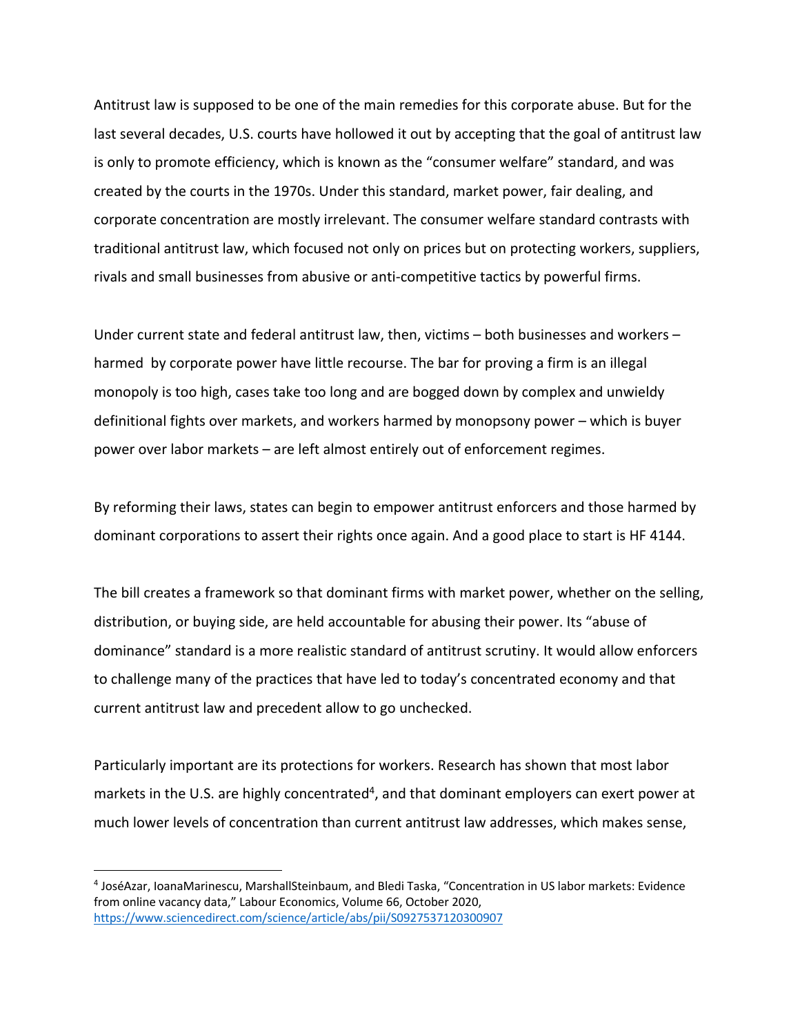Antitrust law is supposed to be one of the main remedies for this corporate abuse. But for the last several decades, U.S. courts have hollowed it out by accepting that the goal of antitrust law is only to promote efficiency, which is known as the "consumer welfare" standard, and was created by the courts in the 1970s. Under this standard, market power, fair dealing, and corporate concentration are mostly irrelevant. The consumer welfare standard contrasts with traditional antitrust law, which focused not only on prices but on protecting workers, suppliers, rivals and small businesses from abusive or anti-competitive tactics by powerful firms.

Under current state and federal antitrust law, then, victims – both businesses and workers – harmed by corporate power have little recourse. The bar for proving a firm is an illegal monopoly is too high, cases take too long and are bogged down by complex and unwieldy definitional fights over markets, and workers harmed by monopsony power – which is buyer power over labor markets – are left almost entirely out of enforcement regimes.

By reforming their laws, states can begin to empower antitrust enforcers and those harmed by dominant corporations to assert their rights once again. And a good place to start is HF 4144.

The bill creates a framework so that dominant firms with market power, whether on the selling, distribution, or buying side, are held accountable for abusing their power. Its "abuse of dominance" standard is a more realistic standard of antitrust scrutiny. It would allow enforcers to challenge many of the practices that have led to today's concentrated economy and that current antitrust law and precedent allow to go unchecked.

Particularly important are its protections for workers. Research has shown that most labor markets in the U.S. are highly concentrated[4], and that dominant employers can exert power at much lower levels of concentration than current antitrust law addresses, which makes sense,

---

[4] JoséAzar, IoanaMarinescu, MarshallSteinbaum, and Bledi Taska, "Concentration in US labor markets: Evidence from online vacancy data," Labour Economics, Volume 66, October 2020, https://www.sciencedirect.com/science/article/abs/pii/S0927537120300907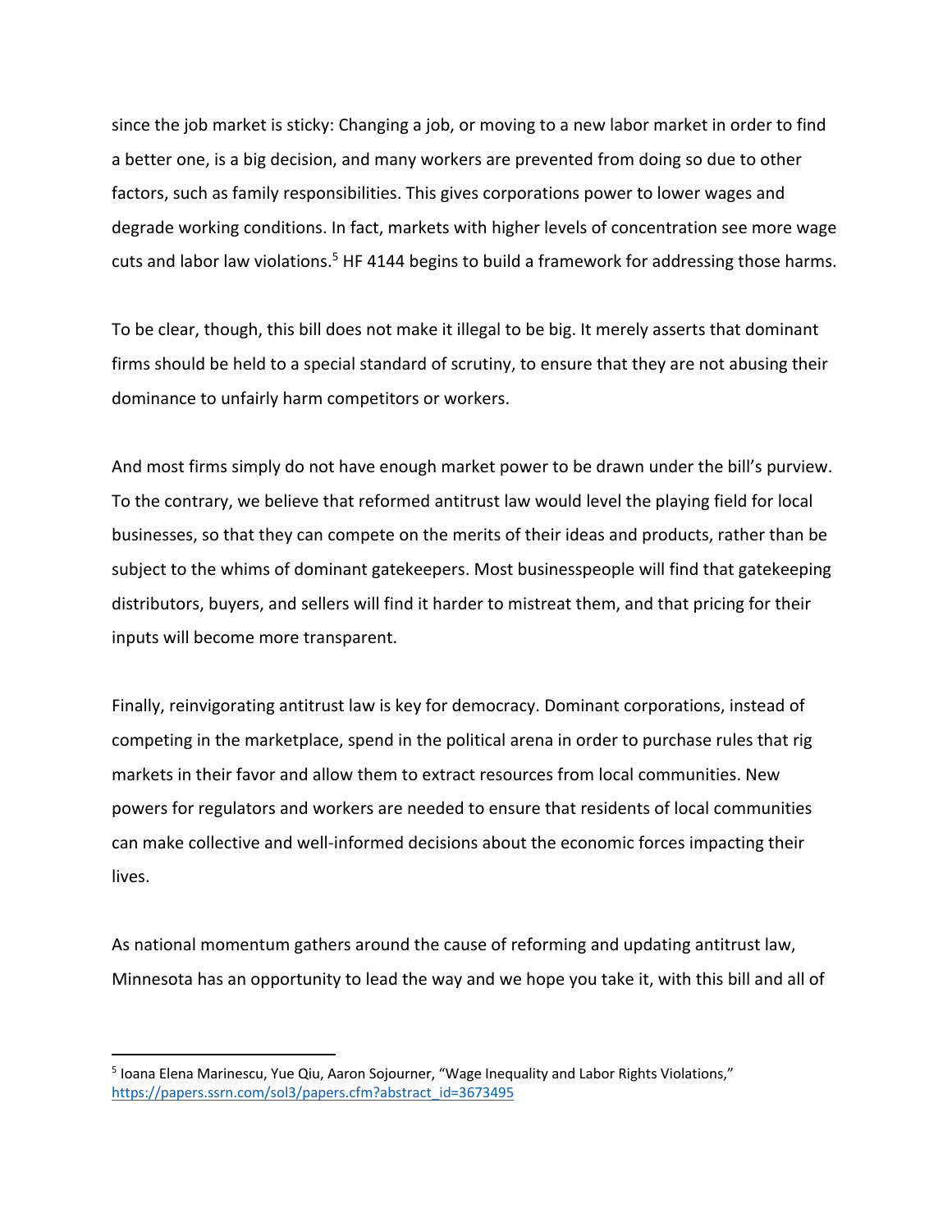since the job market is sticky: Changing a job, or moving to a new labor market in order to find a better one, is a big decision, and many workers are prevented from doing so due to other factors, such as family responsibilities. This gives corporations power to lower wages and degrade working conditions. In fact, markets with higher levels of concentration see more wage cuts and labor law violations.[5] HF 4144 begins to build a framework for addressing those harms.

To be clear, though, this bill does not make it illegal to be big. It merely asserts that dominant firms should be held to a special standard of scrutiny, to ensure that they are not abusing their dominance to unfairly harm competitors or workers.

And most firms simply do not have enough market power to be drawn under the bill's purview. To the contrary, we believe that reformed antitrust law would level the playing field for local businesses, so that they can compete on the merits of their ideas and products, rather than be subject to the whims of dominant gatekeepers. Most businesspeople will find that gatekeeping distributors, buyers, and sellers will find it harder to mistreat them, and that pricing for their inputs will become more transparent.

Finally, reinvigorating antitrust law is key for democracy. Dominant corporations, instead of competing in the marketplace, spend in the political arena in order to purchase rules that rig markets in their favor and allow them to extract resources from local communities. New powers for regulators and workers are needed to ensure that residents of local communities can make collective and well-informed decisions about the economic forces impacting their lives.

As national momentum gathers around the cause of reforming and updating antitrust law, Minnesota has an opportunity to lead the way and we hope you take it, with this bill and all of

---

[5] Ioana Elena Marinescu, Yue Qiu, Aaron Sojourner, "Wage Inequality and Labor Rights Violations," https://papers.ssrn.com/sol3/papers.cfm?abstract_id=3673495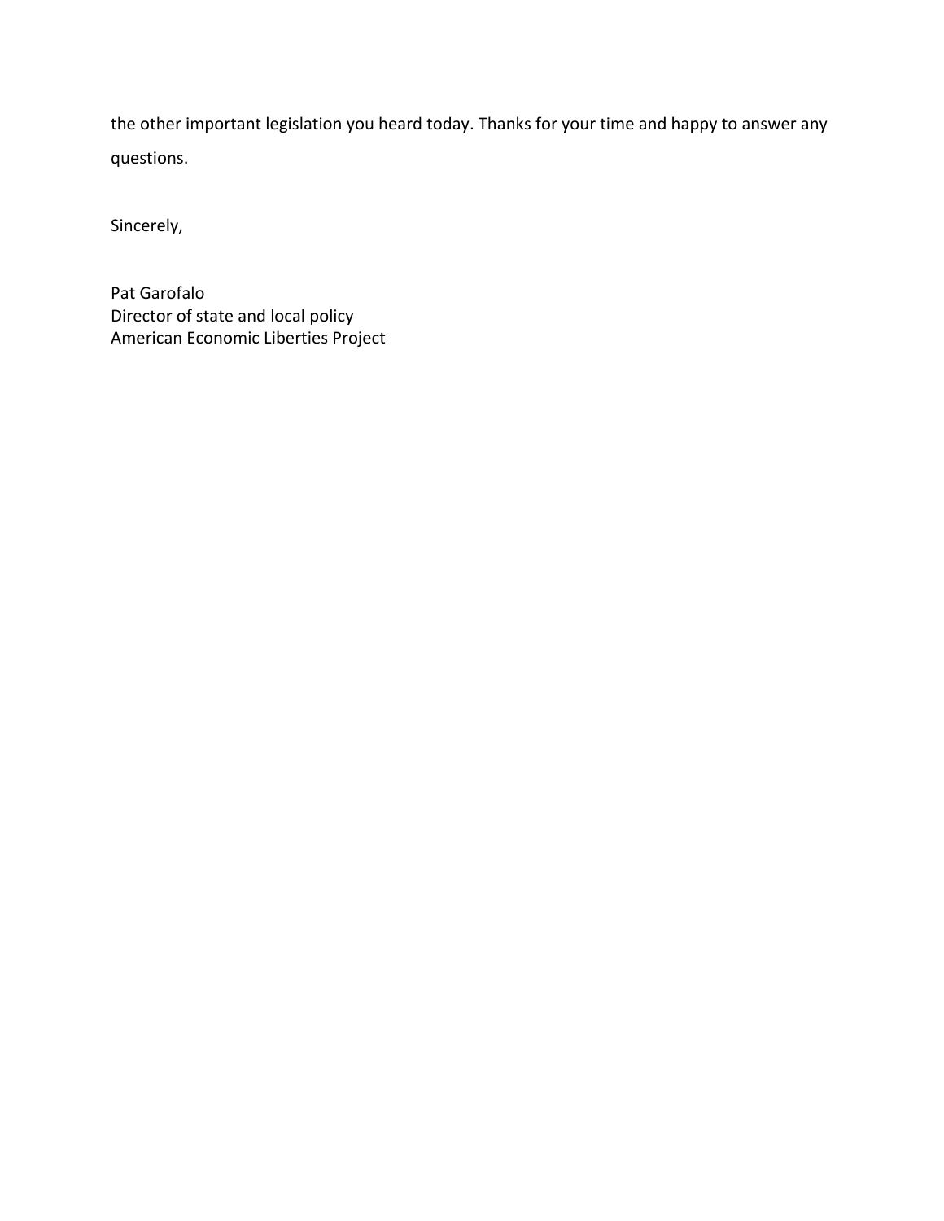the other important legislation you heard today. Thanks for your time and happy to answer any questions.

Sincerely,

Pat Garofalo  
Director of state and local policy  
American Economic Liberties Project